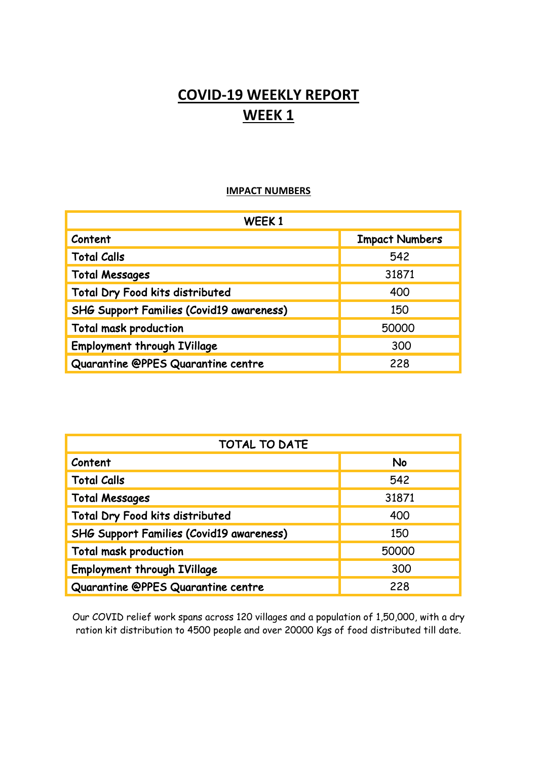# COVID-19 WEEKLY REPORT
# WEEK 1

## IMPACT NUMBERS

| WEEK 1 | |
|---|---|
| Content | Impact Numbers |
| Total Calls | 542 |
| Total Messages | 31871 |
| Total Dry Food kits distributed | 400 |
| SHG Support Families (Covid19 awareness) | 150 |
| Total mask production | 50000 |
| Employment through IVillage | 300 |
| Quarantine @PPES Quarantine centre | 228 |

| TOTAL TO DATE | |
|---|---|
| Content | No |
| Total Calls | 542 |
| Total Messages | 31871 |
| Total Dry Food kits distributed | 400 |
| SHG Support Families (Covid19 awareness) | 150 |
| Total mask production | 50000 |
| Employment through IVillage | 300 |
| Quarantine @PPES Quarantine centre | 228 |

Our COVID relief work spans across 120 villages and a population of 1,50,000, with a dry ration kit distribution to 4500 people and over 20000 Kgs of food distributed till date.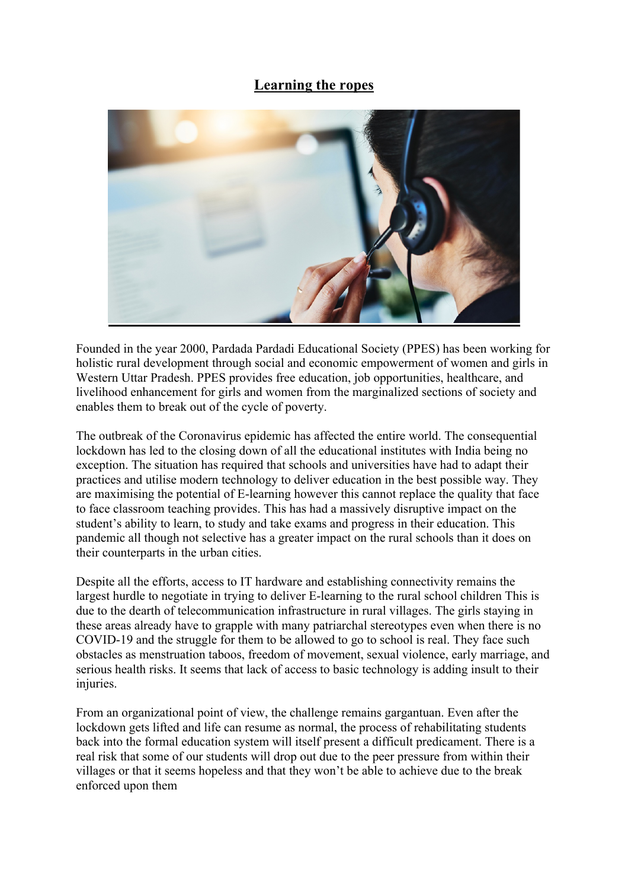# Learning the ropes

Founded in the year 2000, Pardada Pardadi Educational Society (PPES) has been working for holistic rural development through social and economic empowerment of women and girls in Western Uttar Pradesh. PPES provides free education, job opportunities, healthcare, and livelihood enhancement for girls and women from the marginalized sections of society and enables them to break out of the cycle of poverty.

The outbreak of the Coronavirus epidemic has affected the entire world. The consequential lockdown has led to the closing down of all the educational institutes with India being no exception. The situation has required that schools and universities have had to adapt their practices and utilise modern technology to deliver education in the best possible way. They are maximising the potential of E-learning however this cannot replace the quality that face to face classroom teaching provides. This has had a massively disruptive impact on the student's ability to learn, to study and take exams and progress in their education. This pandemic all though not selective has a greater impact on the rural schools than it does on their counterparts in the urban cities.

Despite all the efforts, access to IT hardware and establishing connectivity remains the largest hurdle to negotiate in trying to deliver E-learning to the rural school children This is due to the dearth of telecommunication infrastructure in rural villages. The girls staying in these areas already have to grapple with many patriarchal stereotypes even when there is no COVID-19 and the struggle for them to be allowed to go to school is real. They face such obstacles as menstruation taboos, freedom of movement, sexual violence, early marriage, and serious health risks. It seems that lack of access to basic technology is adding insult to their injuries.

From an organizational point of view, the challenge remains gargantuan. Even after the lockdown gets lifted and life can resume as normal, the process of rehabilitating students back into the formal education system will itself present a difficult predicament. There is a real risk that some of our students will drop out due to the peer pressure from within their villages or that it seems hopeless and that they won't be able to achieve due to the break enforced upon them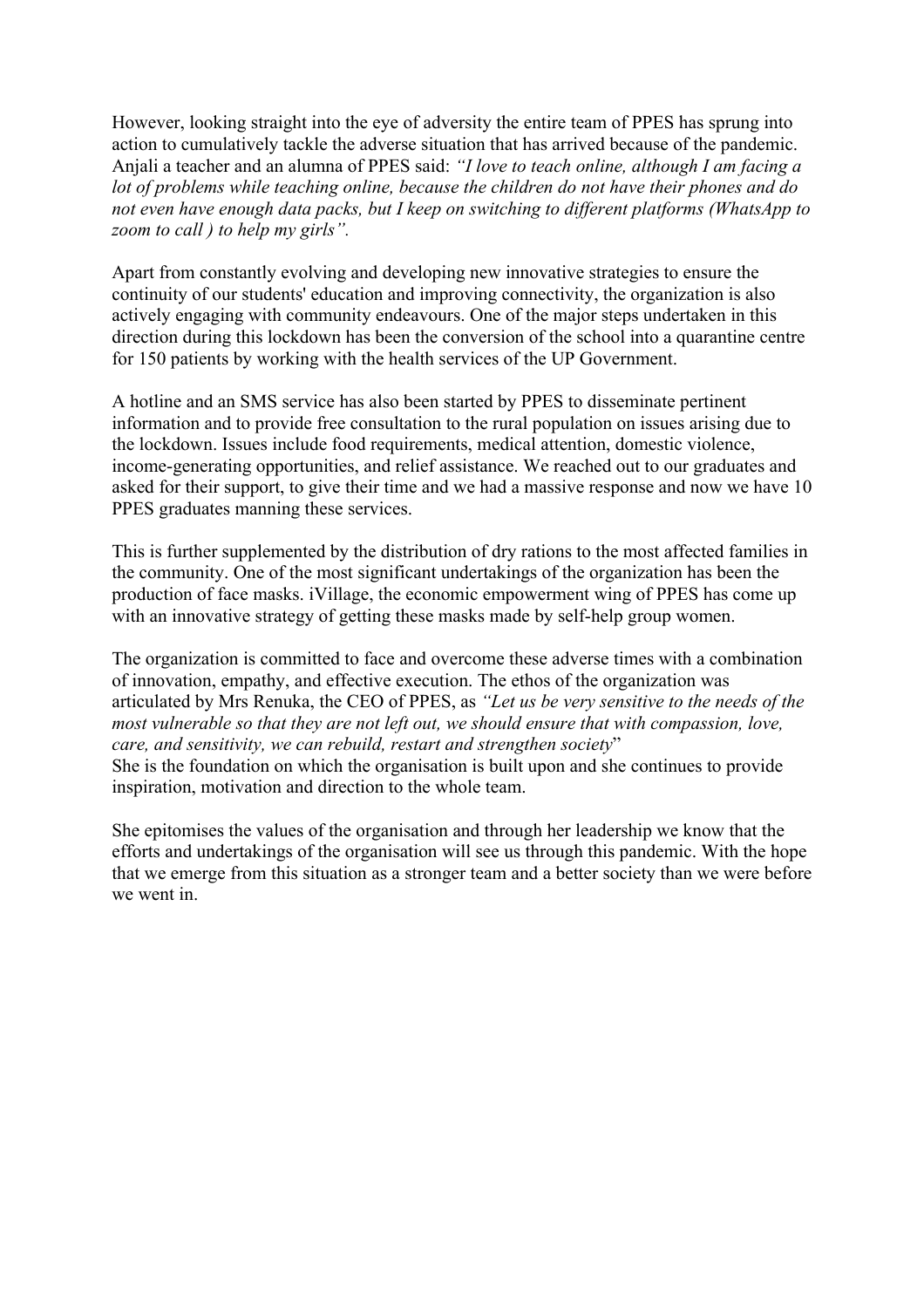However, looking straight into the eye of adversity the entire team of PPES has sprung into action to cumulatively tackle the adverse situation that has arrived because of the pandemic. Anjali a teacher and an alumna of PPES said: *"I love to teach online, although I am facing a lot of problems while teaching online, because the children do not have their phones and do not even have enough data packs, but I keep on switching to different platforms (WhatsApp to zoom to call ) to help my girls".*

Apart from constantly evolving and developing new innovative strategies to ensure the continuity of our students' education and improving connectivity, the organization is also actively engaging with community endeavours. One of the major steps undertaken in this direction during this lockdown has been the conversion of the school into a quarantine centre for 150 patients by working with the health services of the UP Government.

A hotline and an SMS service has also been started by PPES to disseminate pertinent information and to provide free consultation to the rural population on issues arising due to the lockdown. Issues include food requirements, medical attention, domestic violence, income-generating opportunities, and relief assistance. We reached out to our graduates and asked for their support, to give their time and we had a massive response and now we have 10 PPES graduates manning these services.

This is further supplemented by the distribution of dry rations to the most affected families in the community. One of the most significant undertakings of the organization has been the production of face masks. iVillage, the economic empowerment wing of PPES has come up with an innovative strategy of getting these masks made by self-help group women.

The organization is committed to face and overcome these adverse times with a combination of innovation, empathy, and effective execution. The ethos of the organization was articulated by Mrs Renuka, the CEO of PPES, as *"Let us be very sensitive to the needs of the most vulnerable so that they are not left out, we should ensure that with compassion, love, care, and sensitivity, we can rebuild, restart and strengthen society*"
She is the foundation on which the organisation is built upon and she continues to provide inspiration, motivation and direction to the whole team.

She epitomises the values of the organisation and through her leadership we know that the efforts and undertakings of the organisation will see us through this pandemic. With the hope that we emerge from this situation as a stronger team and a better society than we were before we went in.